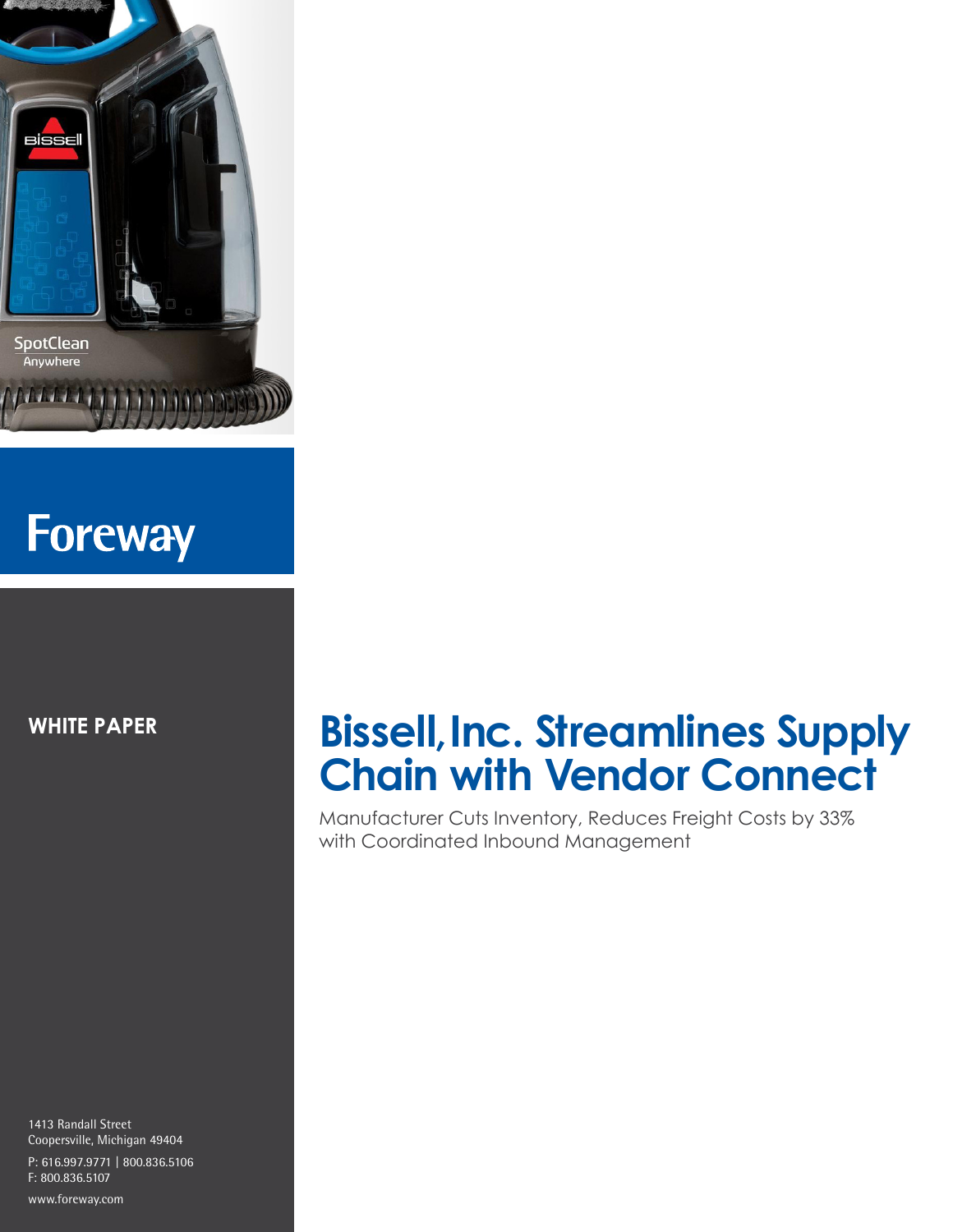Foreway

**WHITE PAPER**

# Bissell, Inc. Streamlines Supply Chain with Vendor Connect

Manufacturer Cuts Inventory, Reduces Freight Costs by 33% with Coordinated Inbound Management

1413 Randall Street
Coopersville, Michigan 49404

P: 616.997.9771 | 800.836.5106
F: 800.836.5107

www.foreway.com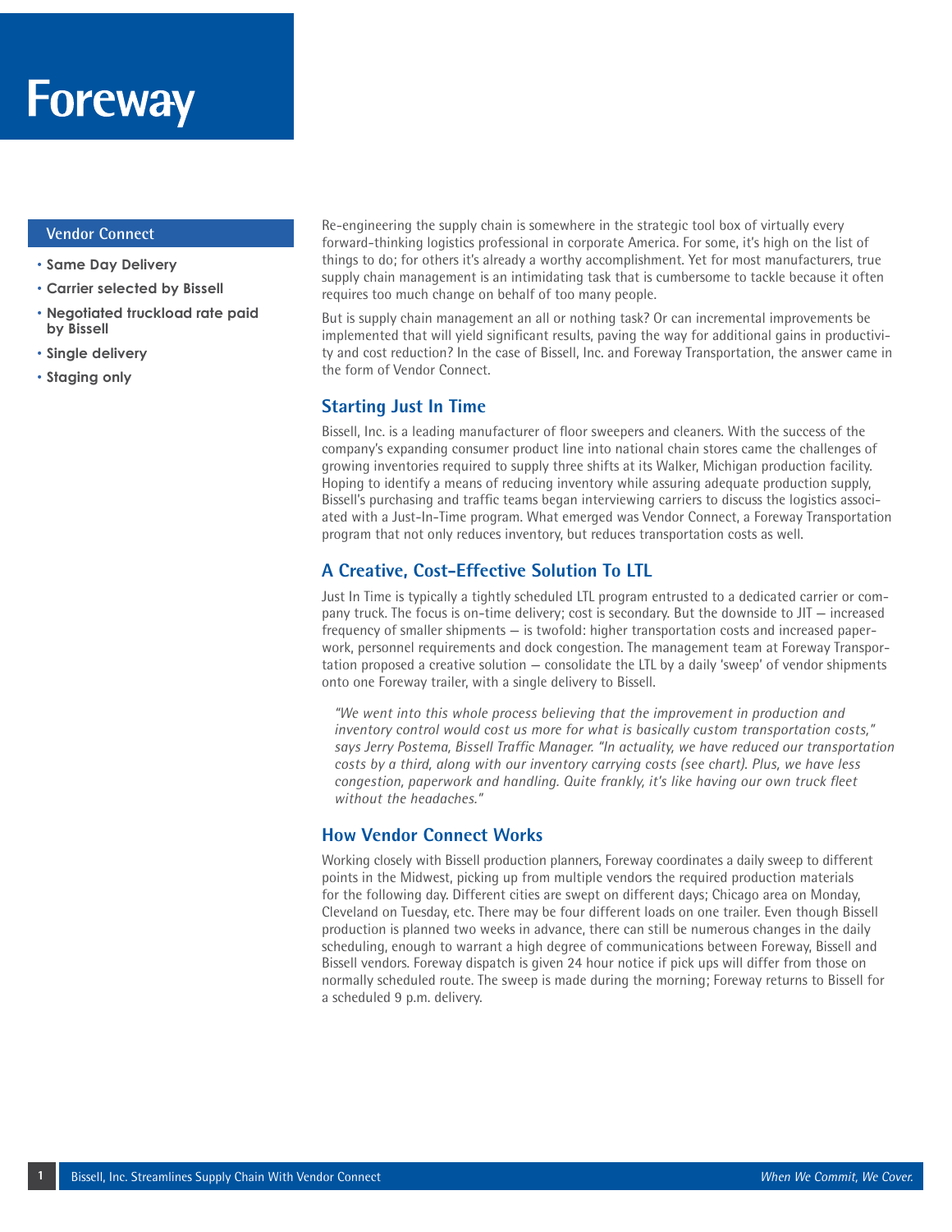# Foreway

**Vendor Connect**

- **Same Day Delivery**
- **Carrier selected by Bissell**
- **Negotiated truckload rate paid by Bissell**
- **Single delivery**
- **Staging only**

Re-engineering the supply chain is somewhere in the strategic tool box of virtually every forward-thinking logistics professional in corporate America. For some, it's high on the list of things to do; for others it's already a worthy accomplishment. Yet for most manufacturers, true supply chain management is an intimidating task that is cumbersome to tackle because it often requires too much change on behalf of too many people.

But is supply chain management an all or nothing task? Or can incremental improvements be implemented that will yield significant results, paving the way for additional gains in productivity and cost reduction? In the case of Bissell, Inc. and Foreway Transportation, the answer came in the form of Vendor Connect.

## Starting Just In Time

Bissell, Inc. is a leading manufacturer of floor sweepers and cleaners. With the success of the company's expanding consumer product line into national chain stores came the challenges of growing inventories required to supply three shifts at its Walker, Michigan production facility. Hoping to identify a means of reducing inventory while assuring adequate production supply, Bissell's purchasing and traffic teams began interviewing carriers to discuss the logistics associated with a Just-In-Time program. What emerged was Vendor Connect, a Foreway Transportation program that not only reduces inventory, but reduces transportation costs as well.

## A Creative, Cost-Effective Solution To LTL

Just In Time is typically a tightly scheduled LTL program entrusted to a dedicated carrier or company truck. The focus is on-time delivery; cost is secondary. But the downside to JIT — increased frequency of smaller shipments — is twofold: higher transportation costs and increased paperwork, personnel requirements and dock congestion. The management team at Foreway Transportation proposed a creative solution — consolidate the LTL by a daily 'sweep' of vendor shipments onto one Foreway trailer, with a single delivery to Bissell.

> *"We went into this whole process believing that the improvement in production and inventory control would cost us more for what is basically custom transportation costs," says Jerry Postema, Bissell Traffic Manager. "In actuality, we have reduced our transportation costs by a third, along with our inventory carrying costs (see chart). Plus, we have less congestion, paperwork and handling. Quite frankly, it's like having our own truck fleet without the headaches."*

## How Vendor Connect Works

Working closely with Bissell production planners, Foreway coordinates a daily sweep to different points in the Midwest, picking up from multiple vendors the required production materials for the following day. Different cities are swept on different days; Chicago area on Monday, Cleveland on Tuesday, etc. There may be four different loads on one trailer. Even though Bissell production is planned two weeks in advance, there can still be numerous changes in the daily scheduling, enough to warrant a high degree of communications between Foreway, Bissell and Bissell vendors. Foreway dispatch is given 24 hour notice if pick ups will differ from those on normally scheduled route. The sweep is made during the morning; Foreway returns to Bissell for a scheduled 9 p.m. delivery.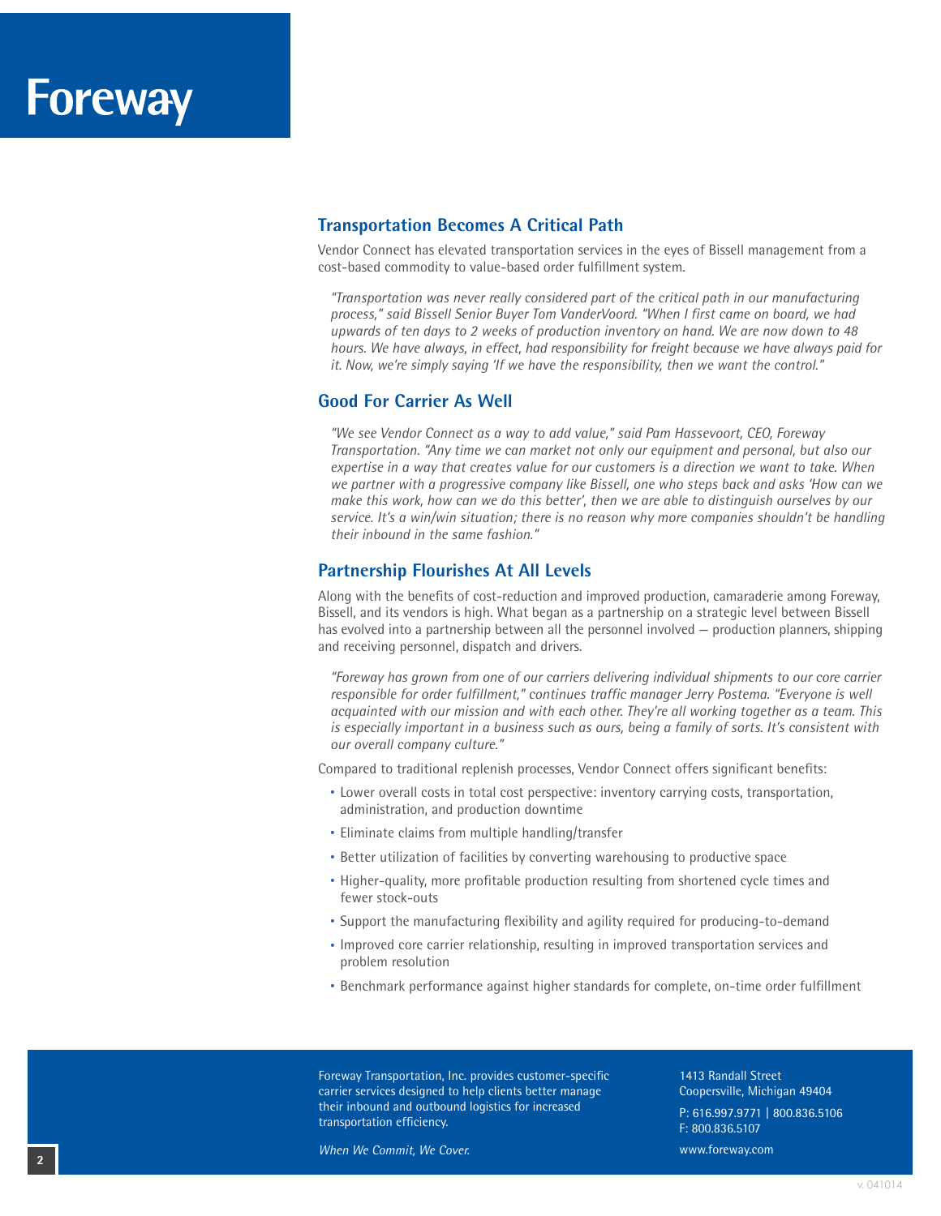# Foreway

## Transportation Becomes A Critical Path

Vendor Connect has elevated transportation services in the eyes of Bissell management from a cost-based commodity to value-based order fulfillment system.

> *"Transportation was never really considered part of the critical path in our manufacturing process," said Bissell Senior Buyer Tom VanderVoord. "When I first came on board, we had upwards of ten days to 2 weeks of production inventory on hand. We are now down to 48 hours. We have always, in effect, had responsibility for freight because we have always paid for it. Now, we're simply saying 'If we have the responsibility, then we want the control."*

## Good For Carrier As Well

> *"We see Vendor Connect as a way to add value," said Pam Hassevoort, CEO, Foreway Transportation. "Any time we can market not only our equipment and personal, but also our expertise in a way that creates value for our customers is a direction we want to take. When we partner with a progressive company like Bissell, one who steps back and asks 'How can we make this work, how can we do this better', then we are able to distinguish ourselves by our service. It's a win/win situation; there is no reason why more companies shouldn't be handling their inbound in the same fashion."*

## Partnership Flourishes At All Levels

Along with the benefits of cost-reduction and improved production, camaraderie among Foreway, Bissell, and its vendors is high. What began as a partnership on a strategic level between Bissell has evolved into a partnership between all the personnel involved — production planners, shipping and receiving personnel, dispatch and drivers.

> *"Foreway has grown from one of our carriers delivering individual shipments to our core carrier responsible for order fulfillment," continues traffic manager Jerry Postema. "Everyone is well acquainted with our mission and with each other. They're all working together as a team. This is especially important in a business such as ours, being a family of sorts. It's consistent with our overall company culture."*

Compared to traditional replenish processes, Vendor Connect offers significant benefits:

- Lower overall costs in total cost perspective: inventory carrying costs, transportation, administration, and production downtime
- Eliminate claims from multiple handling/transfer
- Better utilization of facilities by converting warehousing to productive space
- Higher-quality, more profitable production resulting from shortened cycle times and fewer stock-outs
- Support the manufacturing flexibility and agility required for producing-to-demand
- Improved core carrier relationship, resulting in improved transportation services and problem resolution
- Benchmark performance against higher standards for complete, on-time order fulfillment

Foreway Transportation, Inc. provides customer-specific carrier services designed to help clients better manage their inbound and outbound logistics for increased transportation efficiency.

*When We Commit, We Cover.*

1413 Randall Street
Coopersville, Michigan 49404

P: 616.997.9771 | 800.836.5106
F: 800.836.5107

www.foreway.com

v. 041014